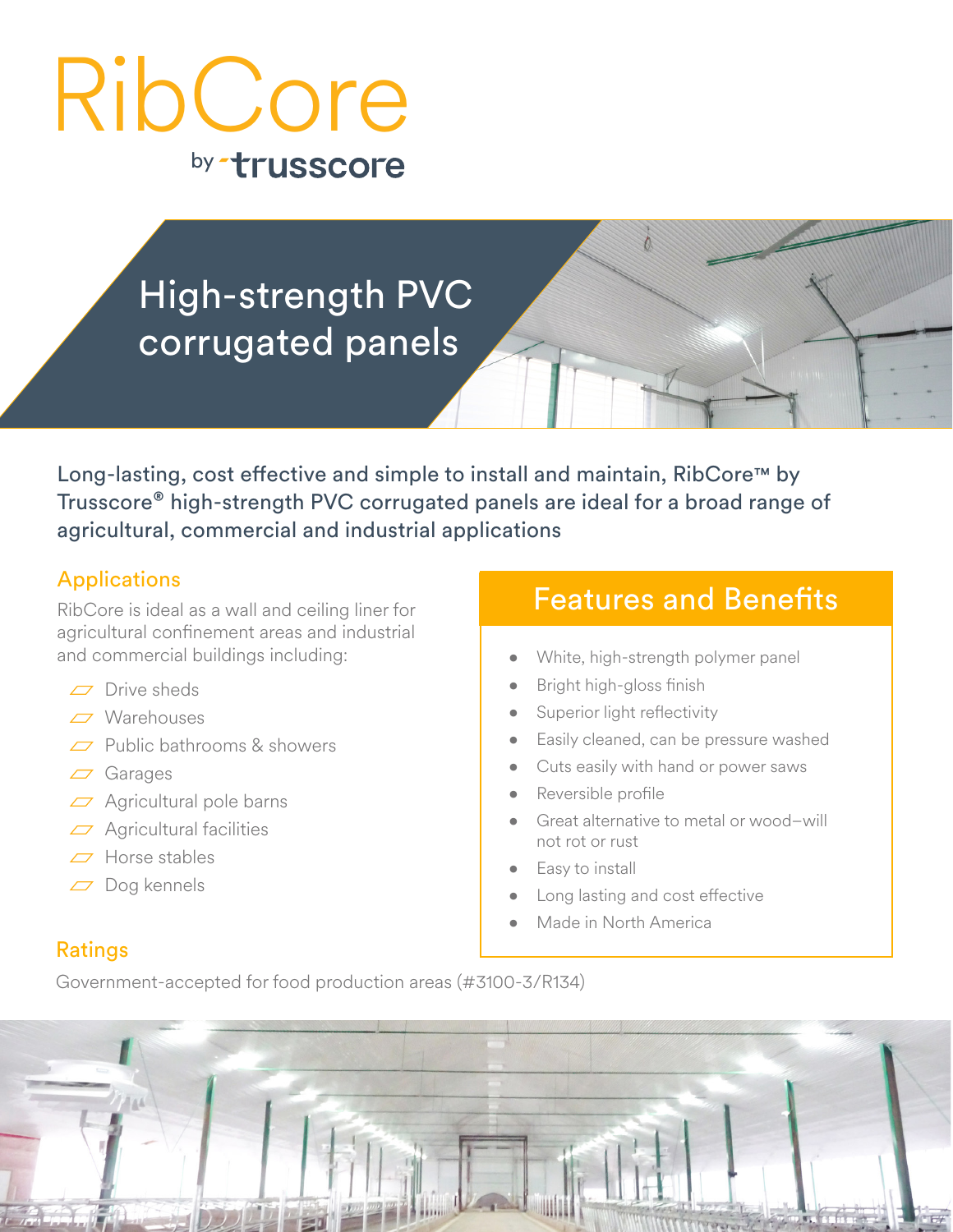# RibCore

by trusscore

## High-strength PVC corrugated panels

Long-lasting, cost effective and simple to install and maintain, RibCore™ by Trusscore® high-strength PVC corrugated panels are ideal for a broad range of agricultural, commercial and industrial applications

### Applications

RibCore is ideal as a wall and ceiling liner for agricultural confinement areas and industrial and commercial buildings including:

- Drive sheds
- Warehouses
- Public bathrooms & showers
- Garages
- Agricultural pole barns
- Agricultural facilities
- Horse stables
- Dog kennels

### Ratings

Government-accepted for food production areas (#3100-3/R134)

### Features and Benefits

- White, high-strength polymer panel
- Bright high-gloss finish
- Superior light reflectivity
- Easily cleaned, can be pressure washed
- Cuts easily with hand or power saws
- Reversible profile
- Great alternative to metal or wood–will not rot or rust
- Easy to install
- Long lasting and cost effective
- Made in North America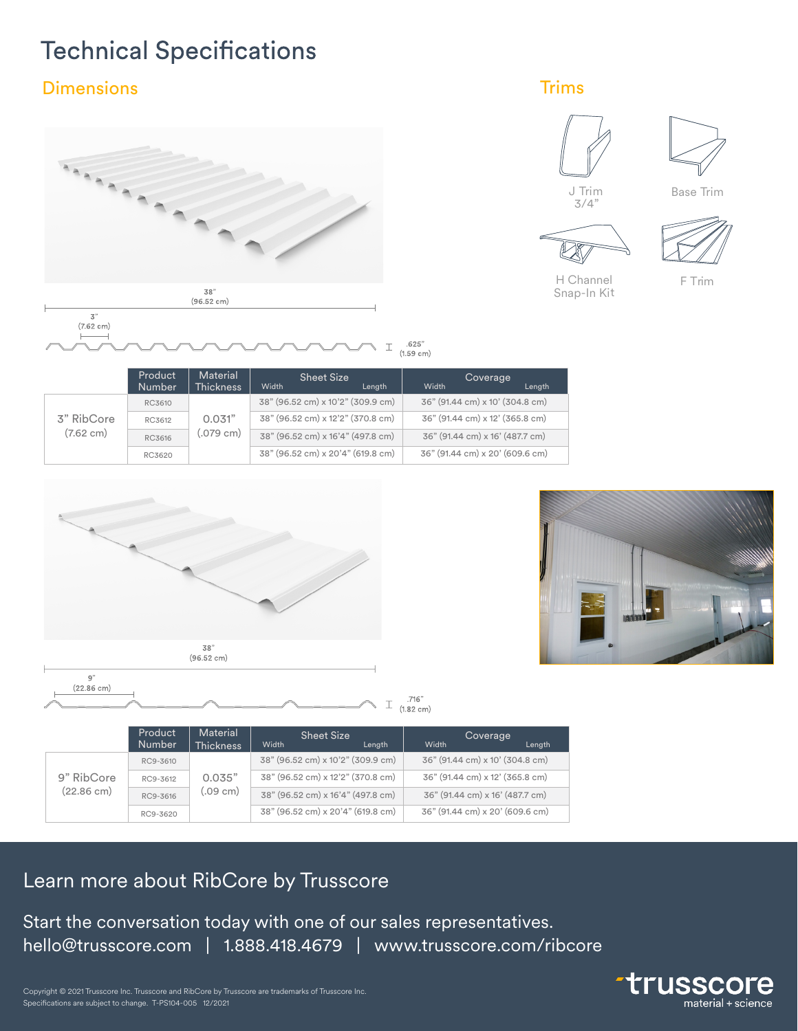# Technical Specifications

## Dimensions

38"
(96.52 cm)

3"
(7.62 cm)

.625"
(1.59 cm)

| | Product Number | Material Thickness | Sheet Size Width | Sheet Size Length | Coverage Width | Coverage Length |
|---|---|---|---|---|---|---|
| 3" RibCore (7.62 cm) | RC3610 | 0.031" (.079 cm) | 38" (96.52 cm) | 10'2" (309.9 cm) | 36" (91.44 cm) | 10' (304.8 cm) |
| | RC3612 | | 38" (96.52 cm) | 12'2" (370.8 cm) | 36" (91.44 cm) | 12' (365.8 cm) |
| | RC3616 | | 38" (96.52 cm) | 16'4" (497.8 cm) | 36" (91.44 cm) | 16' (487.7 cm) |
| | RC3620 | | 38" (96.52 cm) | 20'4" (619.8 cm) | 36" (91.44 cm) | 20' (609.6 cm) |

38"
(96.52 cm)

9"
(22.86 cm)

.716"
(1.82 cm)

| | Product Number | Material Thickness | Sheet Size Width | Sheet Size Length | Coverage Width | Coverage Length |
|---|---|---|---|---|---|---|
| 9" RibCore (22.86 cm) | RC9-3610 | 0.035" (.09 cm) | 38" (96.52 cm) | 10'2" (309.9 cm) | 36" (91.44 cm) | 10' (304.8 cm) |
| | RC9-3612 | | 38" (96.52 cm) | 12'2" (370.8 cm) | 36" (91.44 cm) | 12' (365.8 cm) |
| | RC9-3616 | | 38" (96.52 cm) | 16'4" (497.8 cm) | 36" (91.44 cm) | 16' (487.7 cm) |
| | RC9-3620 | | 38" (96.52 cm) | 20'4" (619.8 cm) | 36" (91.44 cm) | 20' (609.6 cm) |

## Trims

J Trim 3/4"

Base Trim

H Channel Snap-In Kit

F Trim

## Learn more about RibCore by Trusscore

Start the conversation today with one of our sales representatives.
hello@trusscore.com | 1.888.418.4679 | www.trusscore.com/ribcore

Copyright © 2021 Trusscore Inc. Trusscore and RibCore by Trusscore are trademarks of Trusscore Inc.
Specifications are subject to change. T-PS104-005 12/2021

trusscore
material + science